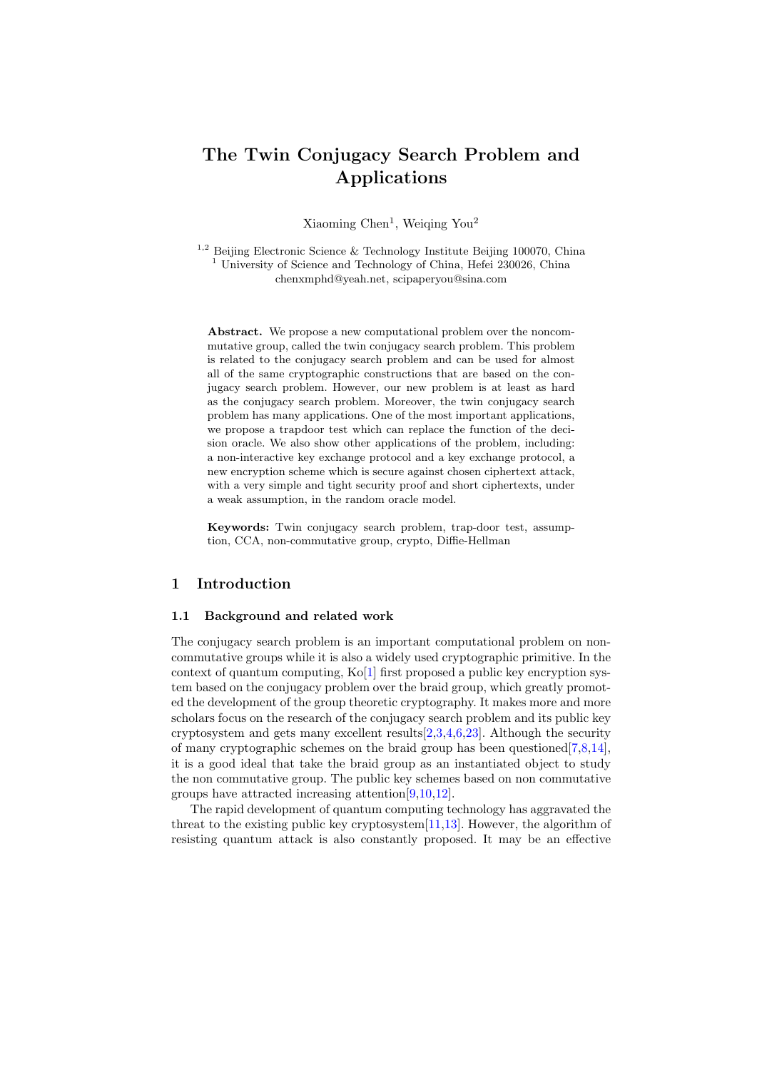# The Twin Conjugacy Search Problem and Applications

Xiaoming Chen[1], Weiqing You[2]

[1,2] Beijing Electronic Science & Technology Institute Beijing 100070, China
[1] University of Science and Technology of China, Hefei 230026, China
chenxmphd@yeah.net, scipaperyou@sina.com

**Abstract.** We propose a new computational problem over the noncommutative group, called the twin conjugacy search problem. This problem is related to the conjugacy search problem and can be used for almost all of the same cryptographic constructions that are based on the conjugacy search problem. However, our new problem is at least as hard as the conjugacy search problem. Moreover, the twin conjugacy search problem has many applications. One of the most important applications, we propose a trapdoor test which can replace the function of the decision oracle. We also show other applications of the problem, including: a non-interactive key exchange protocol and a key exchange protocol, a new encryption scheme which is secure against chosen ciphertext attack, with a very simple and tight security proof and short ciphertexts, under a weak assumption, in the random oracle model.

**Keywords:** Twin conjugacy search problem, trap-door test, assumption, CCA, non-commutative group, crypto, Diffie-Hellman

## 1 Introduction

### 1.1 Background and related work

The conjugacy search problem is an important computational problem on noncommutative groups while it is also a widely used cryptographic primitive. In the context of quantum computing, Ko[1] first proposed a public key encryption system based on the conjugacy problem over the braid group, which greatly promoted the development of the group theoretic cryptography. It makes more and more scholars focus on the research of the conjugacy search problem and its public key cryptosystem and gets many excellent results[2,3,4,6,23]. Although the security of many cryptographic schemes on the braid group has been questioned[7,8,14], it is a good ideal that take the braid group as an instantiated object to study the non commutative group. The public key schemes based on non commutative groups have attracted increasing attention[9,10,12].

The rapid development of quantum computing technology has aggravated the threat to the existing public key cryptosystem[11,13]. However, the algorithm of resisting quantum attack is also constantly proposed. It may be an effective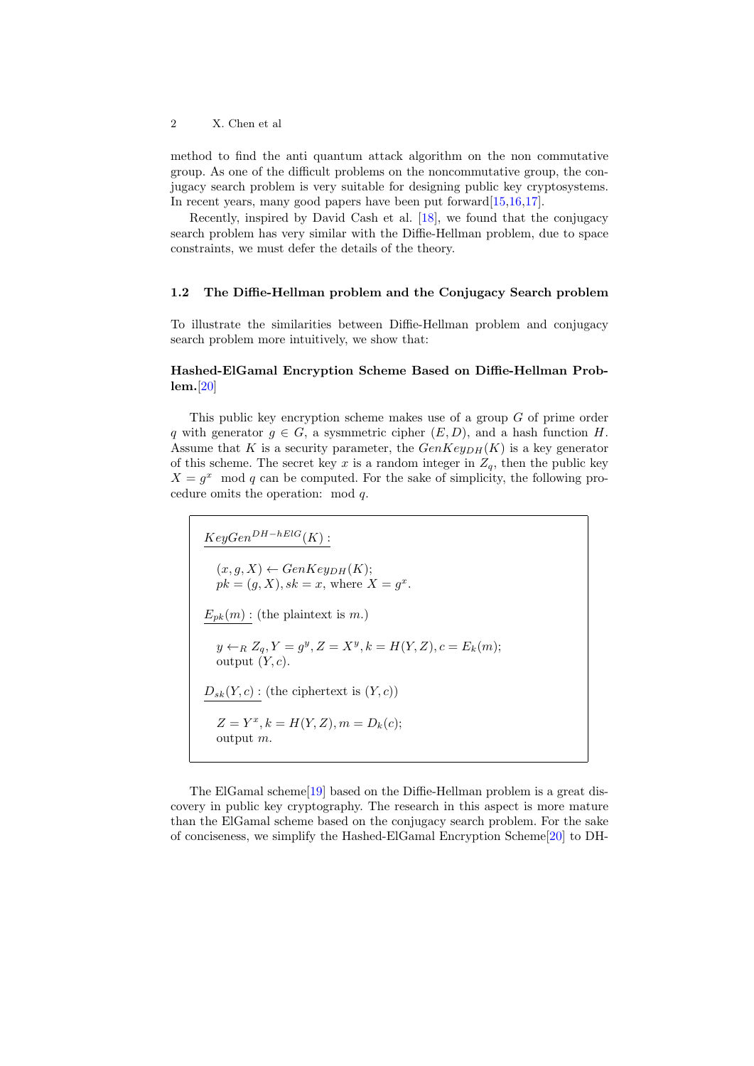method to find the anti quantum attack algorithm on the non commutative group. As one of the difficult problems on the noncommutative group, the conjugacy search problem is very suitable for designing public key cryptosystems. In recent years, many good papers have been put forward[15,16,17].

Recently, inspired by David Cash et al. [18], we found that the conjugacy search problem has very similar with the Diffie-Hellman problem, due to space constraints, we must defer the details of the theory.

### 1.2 The Diffie-Hellman problem and the Conjugacy Search problem

To illustrate the similarities between Diffie-Hellman problem and conjugacy search problem more intuitively, we show that:

**Hashed-ElGamal Encryption Scheme Based on Diffie-Hellman Problem.**[20]

This public key encryption scheme makes use of a group $G$ of prime order $q$ with generator $g \in G$, a sysmmetric cipher $(E, D)$, and a hash function $H$. Assume that $K$ is a security parameter, the $GenKey_{DH}(K)$ is a key generator of this scheme. The secret key $x$ is a random integer in $Z_q$, then the public key $X = g^x \mod q$ can be computed. For the sake of simplicity, the following procedure omits the operation: $\mod q$.

> $\underline{KeyGen^{DH-hElG}(K):}$
>
> $(x, g, X) \leftarrow GenKey_{DH}(K)$;
> $pk = (g, X), sk = x$, where $X = g^x$.
>
> $\underline{E_{pk}(m):}$ (the plaintext is $m$.)
>
> $y \leftarrow_R Z_q, Y = g^y, Z = X^y, k = H(Y, Z), c = E_k(m)$;
> output $(Y, c)$.
>
> $\underline{D_{sk}(Y, c):}$ (the ciphertext is $(Y, c)$)
>
> $Z = Y^x, k = H(Y, Z), m = D_k(c)$;
> output $m$.

The ElGamal scheme[19] based on the Diffie-Hellman problem is a great discovery in public key cryptography. The research in this aspect is more mature than the ElGamal scheme based on the conjugacy search problem. For the sake of conciseness, we simplify the Hashed-ElGamal Encryption Scheme[20] to DH-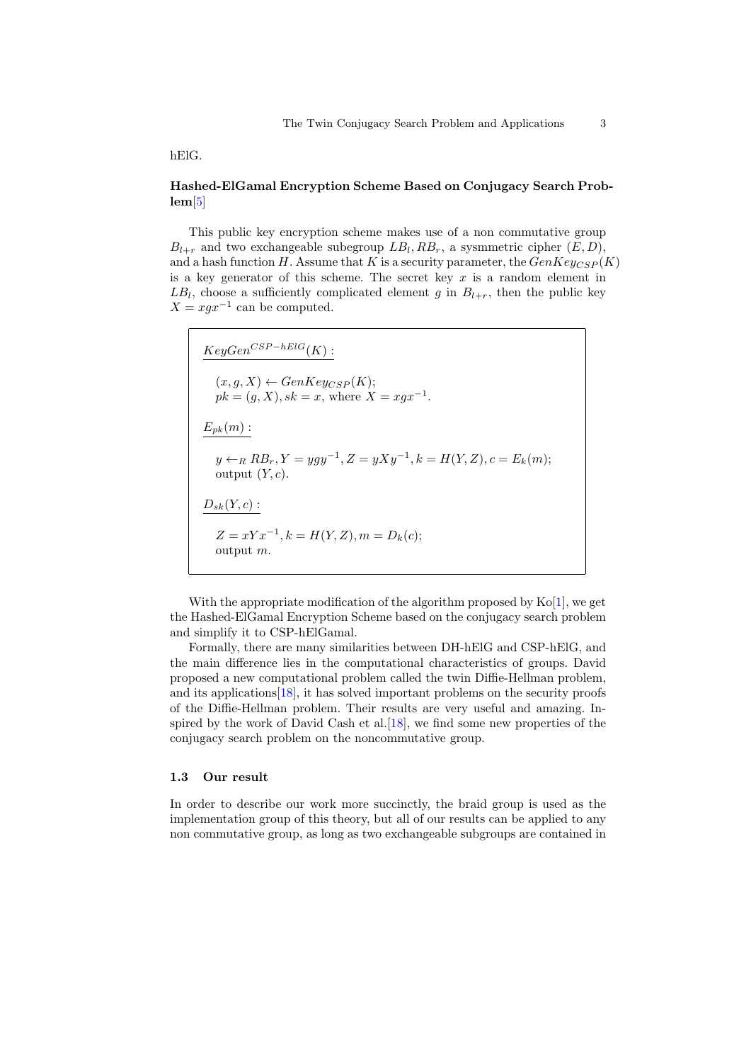hElG.

**Hashed-ElGamal Encryption Scheme Based on Conjugacy Search Problem**[5]

This public key encryption scheme makes use of a non commutative group $B_{l+r}$ and two exchangeable subegroup $LB_l, RB_r$, a sysmmetric cipher $(E, D)$, and a hash function $H$. Assume that $K$ is a security parameter, the $GenKey_{CSP}(K)$ is a key generator of this scheme. The secret key $x$ is a random element in $LB_l$, choose a sufficiently complicated element $g$ in $B_{l+r}$, then the public key $X = xgx^{-1}$ can be computed.

$\underline{KeyGen^{CSP-hElG}(K):}$

$(x, g, X) \leftarrow GenKey_{CSP}(K)$;
$pk = (g, X), sk = x$, where $X = xgx^{-1}$.

$\underline{E_{pk}(m):}$

$y \leftarrow_R RB_r, Y = ygy^{-1}, Z = yXy^{-1}, k = H(Y, Z), c = E_k(m)$;
output $(Y, c)$.

$\underline{D_{sk}(Y, c):}$

$Z = xYx^{-1}, k = H(Y, Z), m = D_k(c)$;
output $m$.

With the appropriate modification of the algorithm proposed by Ko[1], we get the Hashed-ElGamal Encryption Scheme based on the conjugacy search problem and simplify it to CSP-hElGamal.

Formally, there are many similarities between DH-hElG and CSP-hElG, and the main difference lies in the computational characteristics of groups. David proposed a new computational problem called the twin Diffie-Hellman problem, and its applications[18], it has solved important problems on the security proofs of the Diffie-Hellman problem. Their results are very useful and amazing. Inspired by the work of David Cash et al.[18], we find some new properties of the conjugacy search problem on the noncommutative group.

### 1.3 Our result

In order to describe our work more succinctly, the braid group is used as the implementation group of this theory, but all of our results can be applied to any non commutative group, as long as two exchangeable subgroups are contained in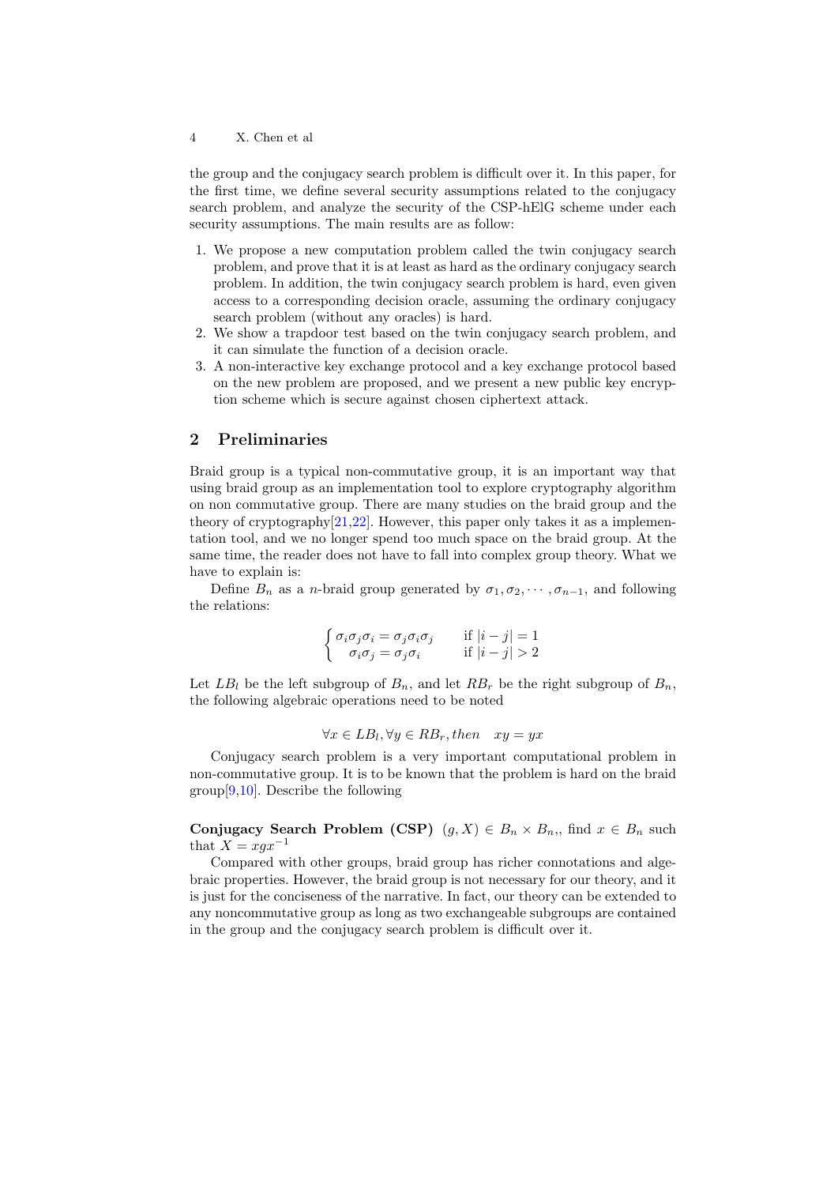the group and the conjugacy search problem is difficult over it. In this paper, for the first time, we define several security assumptions related to the conjugacy search problem, and analyze the security of the CSP-hElG scheme under each security assumptions. The main results are as follow:

1. We propose a new computation problem called the twin conjugacy search problem, and prove that it is at least as hard as the ordinary conjugacy search problem. In addition, the twin conjugacy search problem is hard, even given access to a corresponding decision oracle, assuming the ordinary conjugacy search problem (without any oracles) is hard.
2. We show a trapdoor test based on the twin conjugacy search problem, and it can simulate the function of a decision oracle.
3. A non-interactive key exchange protocol and a key exchange protocol based on the new problem are proposed, and we present a new public key encryption scheme which is secure against chosen ciphertext attack.

## 2 Preliminaries

Braid group is a typical non-commutative group, it is an important way that using braid group as an implementation tool to explore cryptography algorithm on non commutative group. There are many studies on the braid group and the theory of cryptography[21,22]. However, this paper only takes it as a implementation tool, and we no longer spend too much space on the braid group. At the same time, the reader does not have to fall into complex group theory. What we have to explain is:

Define $B_n$ as a $n$-braid group generated by $\sigma_1, \sigma_2, \cdots, \sigma_{n-1}$, and following the relations:

$$\begin{cases} \sigma_i \sigma_j \sigma_i = \sigma_j \sigma_i \sigma_j & \text{if } |i-j| = 1 \\ \sigma_i \sigma_j = \sigma_j \sigma_i & \text{if } |i-j| > 2 \end{cases}$$

Let $LB_l$ be the left subgroup of $B_n$, and let $RB_r$ be the right subgroup of $B_n$, the following algebraic operations need to be noted

$$\forall x \in LB_l, \forall y \in RB_r, then \quad xy = yx$$

Conjugacy search problem is a very important computational problem in non-commutative group. It is to be known that the problem is hard on the braid group[9,10]. Describe the following

**Conjugacy Search Problem (CSP)** $(g, X) \in B_n \times B_n$,, find $x \in B_n$ such that $X = xgx^{-1}$

Compared with other groups, braid group has richer connotations and algebraic properties. However, the braid group is not necessary for our theory, and it is just for the conciseness of the narrative. In fact, our theory can be extended to any noncommutative group as long as two exchangeable subgroups are contained in the group and the conjugacy search problem is difficult over it.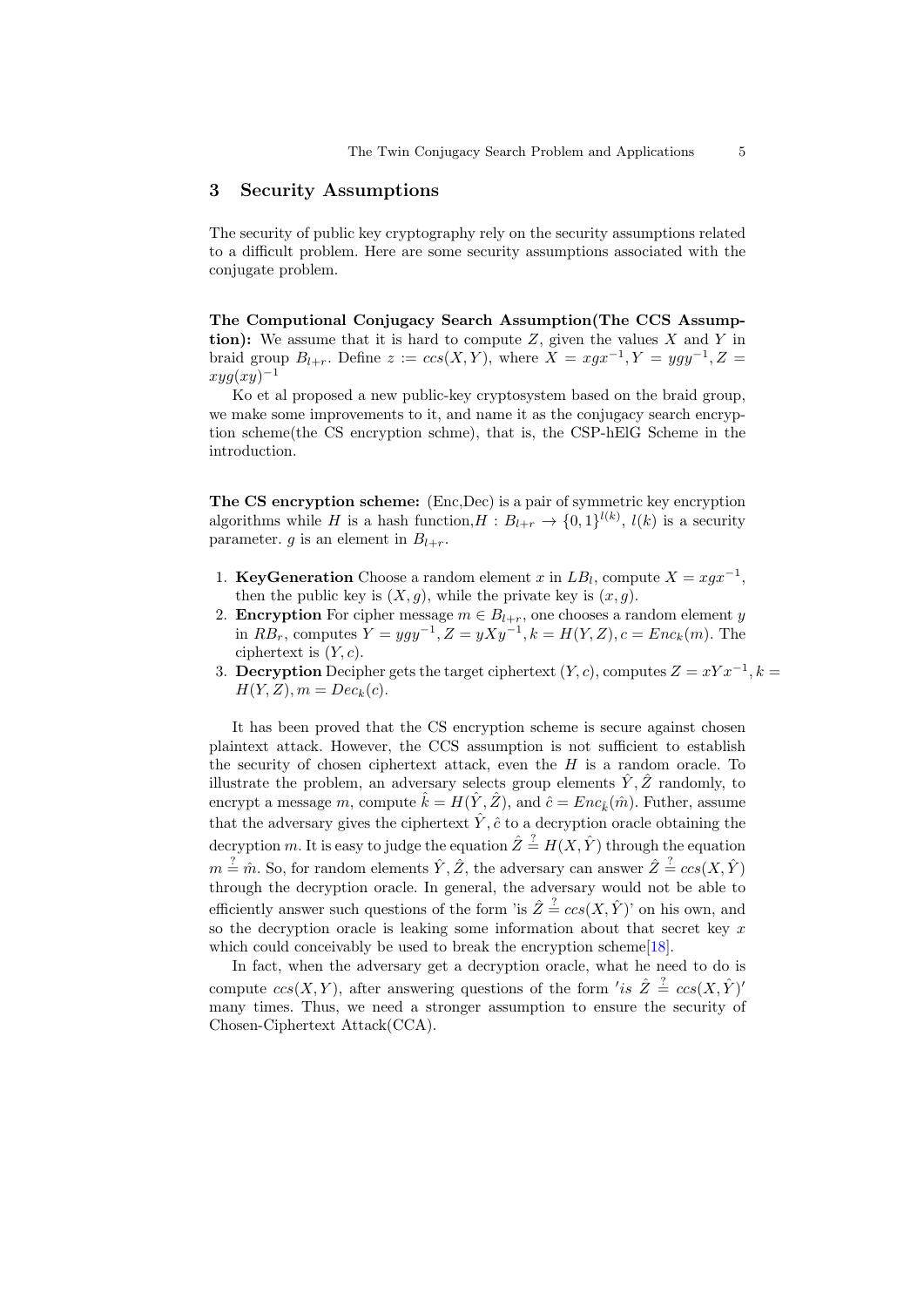## 3 Security Assumptions

The security of public key cryptography rely on the security assumptions related to a difficult problem. Here are some security assumptions associated with the conjugate problem.

**The Computional Conjugacy Search Assumption(The CCS Assumption):** We assume that it is hard to compute $Z$, given the values $X$ and $Y$ in braid group $B_{l+r}$. Define $z := ccs(X, Y)$, where $X = xgx^{-1}, Y = ygy^{-1}, Z = xyg(xy)^{-1}$

Ko et al proposed a new public-key cryptosystem based on the braid group, we make some improvements to it, and name it as the conjugacy search encryption scheme(the CS encryption schme), that is, the CSP-hElG Scheme in the introduction.

**The CS encryption scheme:** (Enc,Dec) is a pair of symmetric key encryption algorithms while $H$ is a hash function,$H : B_{l+r} \rightarrow \{0,1\}^{l(k)}$, $l(k)$ is a security parameter. $g$ is an element in $B_{l+r}$.

1. **KeyGeneration** Choose a random element $x$ in $LB_l$, compute $X = xgx^{-1}$, then the public key is $(X, g)$, while the private key is $(x, g)$.
2. **Encryption** For cipher message $m \in B_{l+r}$, one chooses a random element $y$ in $RB_r$, computes $Y = ygy^{-1}, Z = yXy^{-1}, k = H(Y, Z), c = Enc_k(m)$. The ciphertext is $(Y, c)$.
3. **Decryption** Decipher gets the target ciphertext $(Y, c)$, computes $Z = xYx^{-1}, k = H(Y, Z), m = Dec_k(c)$.

It has been proved that the CS encryption scheme is secure against chosen plaintext attack. However, the CCS assumption is not sufficient to establish the security of chosen ciphertext attack, even the $H$ is a random oracle. To illustrate the problem, an adversary selects group elements $\hat{Y}, \hat{Z}$ randomly, to encrypt a message $m$, compute $\hat{k} = H(\hat{Y}, \hat{Z})$, and $\hat{c} = Enc_{\hat{k}}(\hat{m})$. Futher, assume that the adversary gives the ciphertext $\hat{Y}, \hat{c}$ to a decryption oracle obtaining the decryption $m$. It is easy to judge the equation $\hat{Z} \stackrel{?}{=} H(X, \hat{Y})$ through the equation $m \stackrel{?}{=} \hat{m}$. So, for random elements $\hat{Y}, \hat{Z}$, the adversary can answer $\hat{Z} \stackrel{?}{=} ccs(X, \hat{Y})$ through the decryption oracle. In general, the adversary would not be able to efficiently answer such questions of the form 'is $\hat{Z} \stackrel{?}{=} ccs(X, \hat{Y})$' on his own, and so the decryption oracle is leaking some information about that secret key $x$ which could conceivably be used to break the encryption scheme[18].

In fact, when the adversary get a decryption oracle, what he need to do is compute $ccs(X, Y)$, after answering questions of the form $'is\ \hat{Z} \stackrel{?}{=} ccs(X, \hat{Y})'$ many times. Thus, we need a stronger assumption to ensure the security of Chosen-Ciphertext Attack(CCA).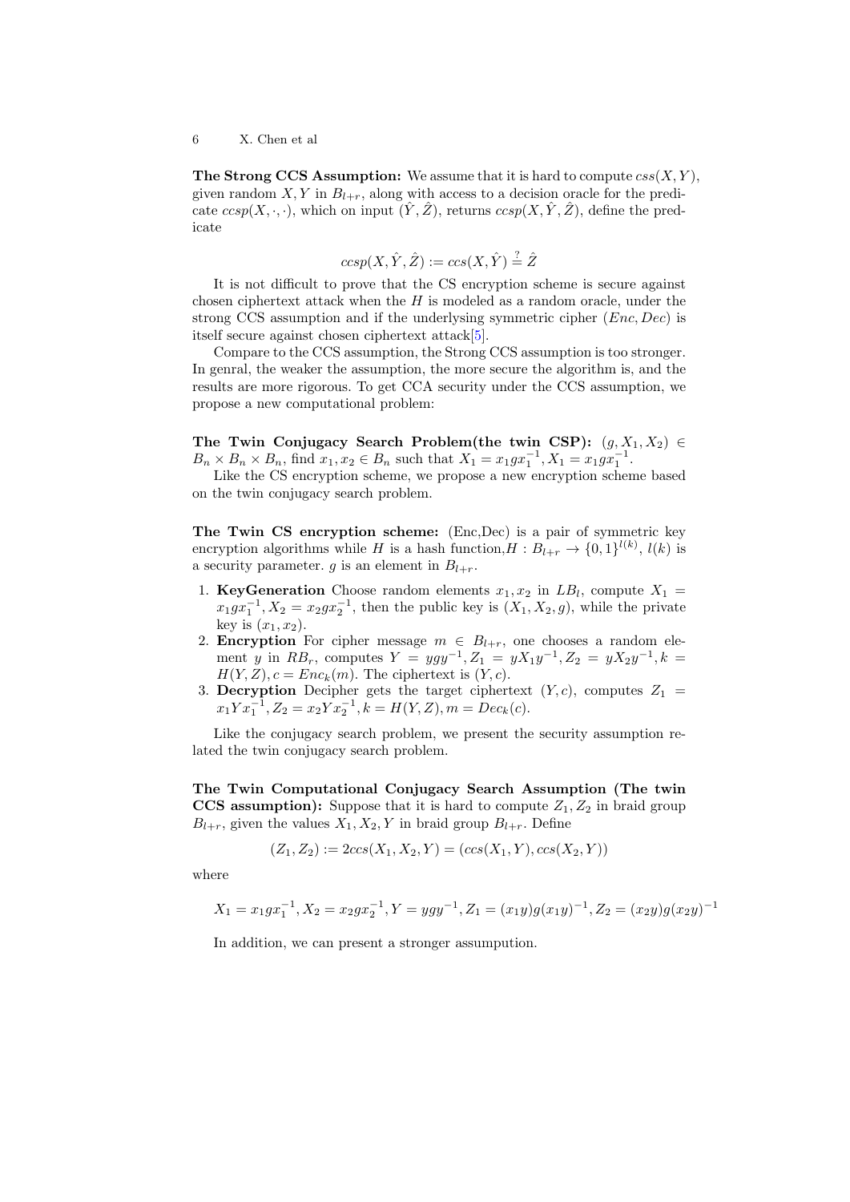**The Strong CCS Assumption:** We assume that it is hard to compute $css(X,Y)$, given random $X,Y$ in $B_{l+r}$, along with access to a decision oracle for the predicate $ccsp(X,\cdot,\cdot)$, which on input $(\hat{Y},\hat{Z})$, returns $ccsp(X,\hat{Y},\hat{Z})$, define the predicate

$$ccsp(X,\hat{Y},\hat{Z}) := ccs(X,\hat{Y}) \stackrel{?}{=} \hat{Z}$$

It is not difficult to prove that the CS encryption scheme is secure against chosen ciphertext attack when the $H$ is modeled as a random oracle, under the strong CCS assumption and if the underlysing symmetric cipher $(Enc, Dec)$ is itself secure against chosen ciphertext attack[5].

Compare to the CCS assumption, the Strong CCS assumption is too stronger. In genral, the weaker the assumption, the more secure the algorithm is, and the results are more rigorous. To get CCA security under the CCS assumption, we propose a new computational problem:

**The Twin Conjugacy Search Problem(the twin CSP):** $(g, X_1, X_2) \in B_n \times B_n \times B_n$, find $x_1, x_2 \in B_n$ such that $X_1 = x_1 g x_1^{-1}, X_1 = x_1 g x_1^{-1}$.

Like the CS encryption scheme, we propose a new encryption scheme based on the twin conjugacy search problem.

**The Twin CS encryption scheme:** (Enc,Dec) is a pair of symmetric key encryption algorithms while $H$ is a hash function,$H : B_{l+r} \to \{0,1\}^{l(k)}$, $l(k)$ is a security parameter. $g$ is an element in $B_{l+r}$.

1. **KeyGeneration** Choose random elements $x_1, x_2$ in $LB_l$, compute $X_1 = x_1 g x_1^{-1}, X_2 = x_2 g x_2^{-1}$, then the public key is $(X_1, X_2, g)$, while the private key is $(x_1, x_2)$.
2. **Encryption** For cipher message $m \in B_{l+r}$, one chooses a random element $y$ in $RB_r$, computes $Y = ygy^{-1}, Z_1 = yX_1y^{-1}, Z_2 = yX_2y^{-1}, k = H(Y,Z), c = Enc_k(m)$. The ciphertext is $(Y, c)$.
3. **Decryption** Decipher gets the target ciphertext $(Y, c)$, computes $Z_1 = x_1 Y x_1^{-1}, Z_2 = x_2 Y x_2^{-1}, k = H(Y,Z), m = Dec_k(c)$.

Like the conjugacy search problem, we present the security assumption related the twin conjugacy search problem.

**The Twin Computational Conjugacy Search Assumption (The twin CCS assumption):** Suppose that it is hard to compute $Z_1, Z_2$ in braid group $B_{l+r}$, given the values $X_1, X_2, Y$ in braid group $B_{l+r}$. Define

$$(Z_1, Z_2) := 2ccs(X_1, X_2, Y) = (ccs(X_1, Y), ccs(X_2, Y))$$

where

$$X_1 = x_1 g x_1^{-1}, X_2 = x_2 g x_2^{-1}, Y = ygy^{-1}, Z_1 = (x_1 y) g (x_1 y)^{-1}, Z_2 = (x_2 y) g (x_2 y)^{-1}$$

In addition, we can present a stronger assumpution.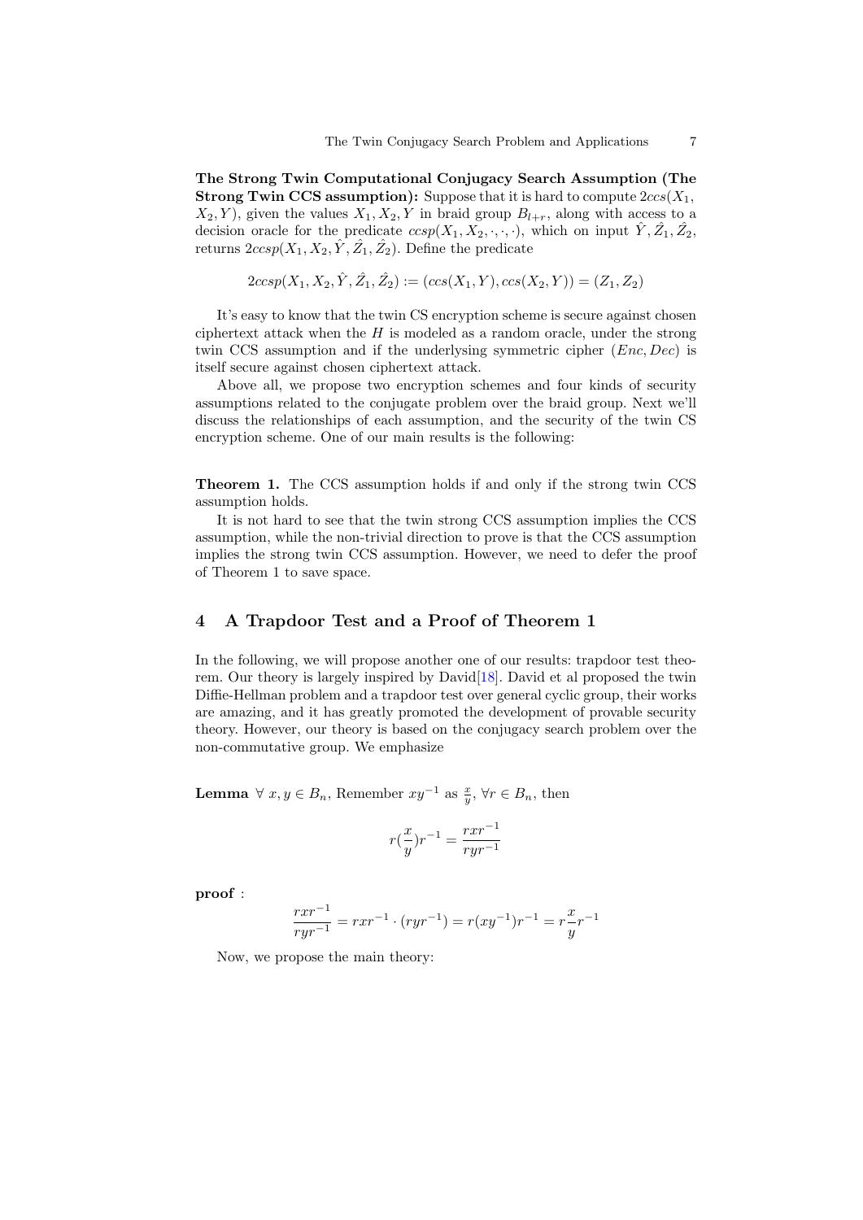**The Strong Twin Computational Conjugacy Search Assumption (The Strong Twin CCS assumption):** Suppose that it is hard to compute $2ccs(X_1, X_2, Y)$, given the values $X_1, X_2, Y$ in braid group $B_{l+r}$, along with access to a decision oracle for the predicate $ccsp(X_1, X_2, \cdot, \cdot, \cdot)$, which on input $\hat{Y}, \hat{Z}_1, \hat{Z}_2$, returns $2ccsp(X_1, X_2, \hat{Y}, \hat{Z}_1, \hat{Z}_2)$. Define the predicate

$$2ccsp(X_1, X_2, \hat{Y}, \hat{Z}_1, \hat{Z}_2) := (ccs(X_1, Y), ccs(X_2, Y)) = (Z_1, Z_2)$$

It's easy to know that the twin CS encryption scheme is secure against chosen ciphertext attack when the $H$ is modeled as a random oracle, under the strong twin CCS assumption and if the underlysing symmetric cipher $(Enc, Dec)$ is itself secure against chosen ciphertext attack.

Above all, we propose two encryption schemes and four kinds of security assumptions related to the conjugate problem over the braid group. Next we'll discuss the relationships of each assumption, and the security of the twin CS encryption scheme. One of our main results is the following:

**Theorem 1.** The CCS assumption holds if and only if the strong twin CCS assumption holds.

It is not hard to see that the twin strong CCS assumption implies the CCS assumption, while the non-trivial direction to prove is that the CCS assumption implies the strong twin CCS assumption. However, we need to defer the proof of Theorem 1 to save space.

## 4 A Trapdoor Test and a Proof of Theorem 1

In the following, we will propose another one of our results: trapdoor test theorem. Our theory is largely inspired by David[18]. David et al proposed the twin Diffie-Hellman problem and a trapdoor test over general cyclic group, their works are amazing, and it has greatly promoted the development of provable security theory. However, our theory is based on the conjugacy search problem over the non-commutative group. We emphasize

**Lemma** $\forall\ x, y \in B_n$, Remember $xy^{-1}$ as $\frac{x}{y}$, $\forall r \in B_n$, then

$$r(\frac{x}{y})r^{-1} = \frac{rxr^{-1}}{ryr^{-1}}$$

**proof** :

$$\frac{rxr^{-1}}{ryr^{-1}} = rxr^{-1} \cdot (ryr^{-1}) = r(xy^{-1})r^{-1} = r\frac{x}{y}r^{-1}$$

Now, we propose the main theory: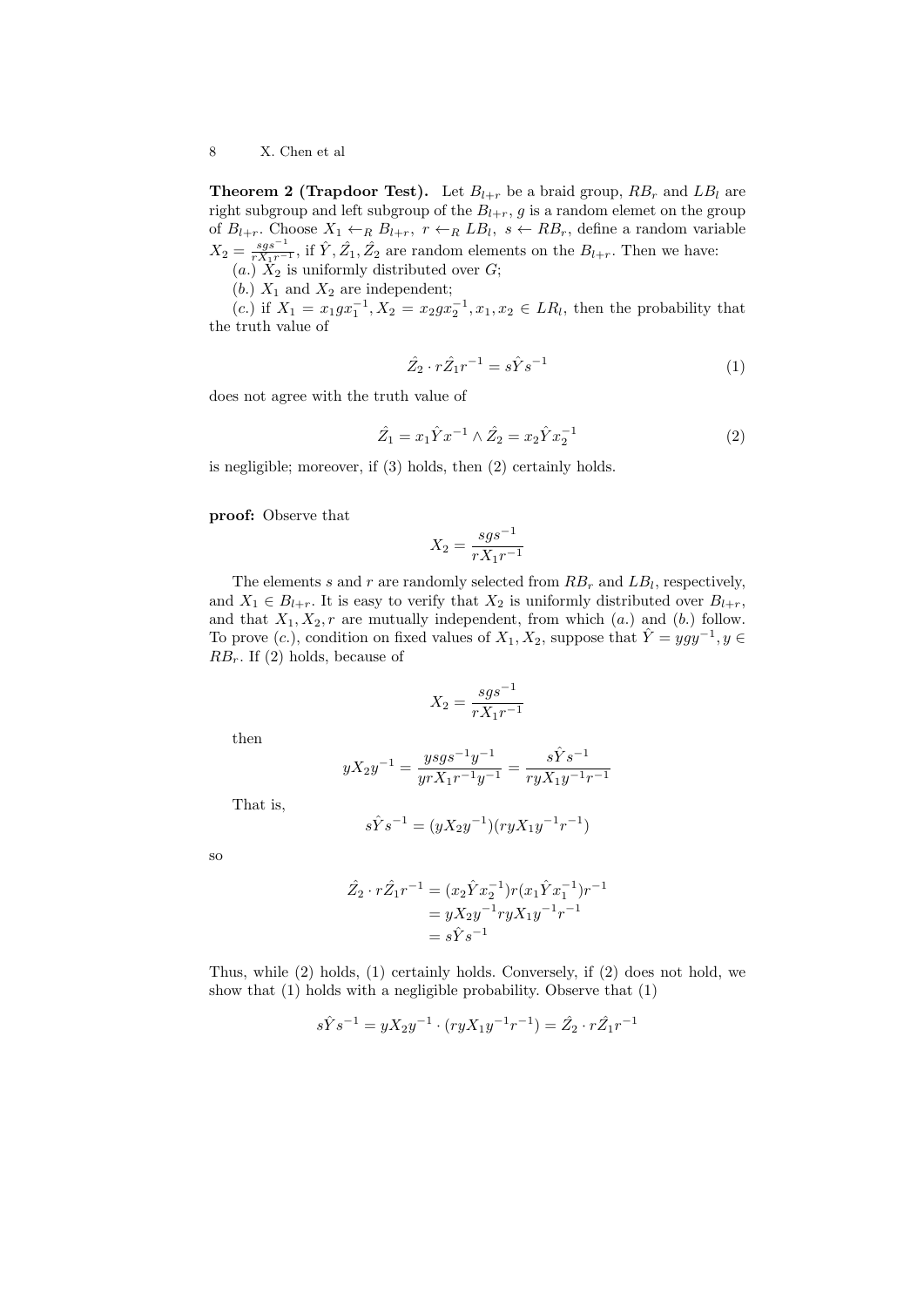**Theorem 2 (Trapdoor Test).** Let $B_{l+r}$ be a braid group, $RB_r$ and $LB_l$ are right subgroup and left subgroup of the $B_{l+r}$, $g$ is a random elemet on the group of $B_{l+r}$. Choose $X_1 \leftarrow_R B_{l+r},\ r \leftarrow_R LB_l,\ s \leftarrow RB_r$, define a random variable $X_2 = \frac{sgs^{-1}}{rX_1r^{-1}}$, if $\hat{Y}, \hat{Z}_1, \hat{Z}_2$ are random elements on the $B_{l+r}$. Then we have:

(*a.*) $X_2$ is uniformly distributed over $G$;

(*b.*) $X_1$ and $X_2$ are independent;

(*c.*) if $X_1 = x_1 g x_1^{-1}, X_2 = x_2 g x_2^{-1}, x_1, x_2 \in LR_l$, then the probability that the truth value of

$$\hat{Z}_2 \cdot r\hat{Z}_1 r^{-1} = s\hat{Y}s^{-1} \tag{1}$$

does not agree with the truth value of

$$\hat{Z}_1 = x_1 \hat{Y} x^{-1} \wedge \hat{Z}_2 = x_2 \hat{Y} x_2^{-1} \tag{2}$$

is negligible; moreover, if (3) holds, then (2) certainly holds.

**proof:** Observe that

$$X_2 = \frac{sgs^{-1}}{rX_1r^{-1}}$$

The elements $s$ and $r$ are randomly selected from $RB_r$ and $LB_l$, respectively, and $X_1 \in B_{l+r}$. It is easy to verify that $X_2$ is uniformly distributed over $B_{l+r}$, and that $X_1, X_2, r$ are mutually independent, from which (*a.*) and (*b.*) follow. To prove (*c.*), condition on fixed values of $X_1, X_2$, suppose that $\hat{Y} = ygy^{-1}, y \in RB_r$. If (2) holds, because of

$$X_2 = \frac{sgs^{-1}}{rX_1r^{-1}}$$

then

$$yX_2y^{-1} = \frac{ysgs^{-1}y^{-1}}{yrX_1r^{-1}y^{-1}} = \frac{s\hat{Y}s^{-1}}{ryX_1y^{-1}r^{-1}}$$

That is,

$$s\hat{Y}s^{-1} = (yX_2y^{-1})(ryX_1y^{-1}r^{-1})$$

so

$$\begin{aligned}
\hat{Z}_2 \cdot r\hat{Z}_1 r^{-1} &= (x_2\hat{Y}x_2^{-1})r(x_1\hat{Y}x_1^{-1})r^{-1} \\
&= yX_2y^{-1}ryX_1y^{-1}r^{-1} \\
&= s\hat{Y}s^{-1}
\end{aligned}$$

Thus, while (2) holds, (1) certainly holds. Conversely, if (2) does not hold, we show that (1) holds with a negligible probability. Observe that (1)

$$s\hat{Y}s^{-1} = yX_2y^{-1} \cdot (ryX_1y^{-1}r^{-1}) = \hat{Z}_2 \cdot r\hat{Z}_1 r^{-1}$$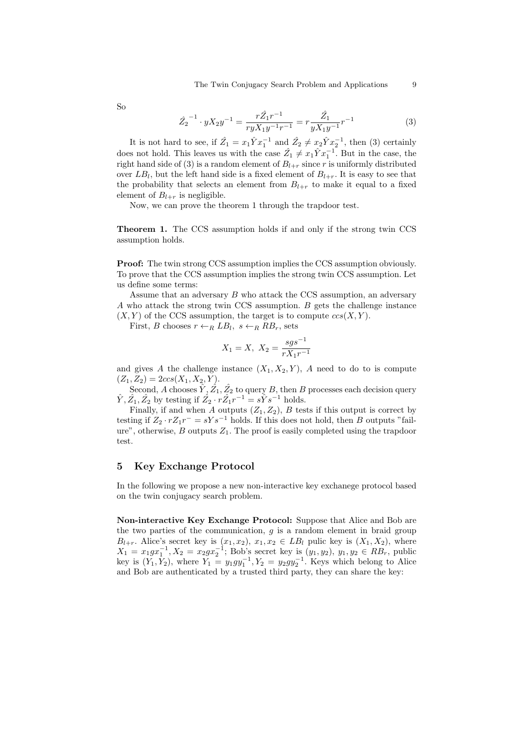So

$$\hat{Z_2}^{-1} \cdot yX_2y^{-1} = \frac{r\hat{Z_1}r^{-1}}{ryX_1y^{-1}r^{-1}} = r\frac{\hat{Z_1}}{yX_1y^{-1}}r^{-1} \tag{3}$$

It is not hard to see, if $\hat{Z_1} = x_1\hat{Y}x_1^{-1}$ and $\hat{Z_2} \neq x_2\hat{Y}x_2^{-1}$, then (3) certainly does not hold. This leaves us with the case $\hat{Z_1} \neq x_1\hat{Y}x_1^{-1}$. But in the case, the right hand side of (3) is a random element of $B_{l+r}$ since $r$ is uniformly distributed over $LB_l$, but the left hand side is a fixed element of $B_{l+r}$. It is easy to see that the probability that selects an element from $B_{l+r}$ to make it equal to a fixed element of $B_{l+r}$ is negligible.

Now, we can prove the theorem 1 through the trapdoor test.

**Theorem 1.** The CCS assumption holds if and only if the strong twin CCS assumption holds.

**Proof:** The twin strong CCS assumption implies the CCS assumption obviously. To prove that the CCS assumption implies the strong twin CCS assumption. Let us define some terms:

Assume that an adversary $B$ who attack the CCS assumption, an adversary $A$ who attack the strong twin CCS assumption. $B$ gets the challenge instance $(X, Y)$ of the CCS assumption, the target is to compute $ccs(X, Y)$.

First, $B$ chooses $r \leftarrow_R LB_l,\ s \leftarrow_R RB_r$, sets

$$X_1 = X,\ X_2 = \frac{sgs^{-1}}{rX_1r^{-1}}$$

and gives $A$ the challenge instance $(X_1, X_2, Y)$, $A$ need to do to is compute $(Z_1, Z_2) = 2ccs(X_1, X_2, Y)$.

Second, $A$ chooses $\hat{Y}, \hat{Z_1}, \hat{Z_2}$ to query $B$, then $B$ processes each decision query $\hat{Y}, \hat{Z_1}, \hat{Z_2}$ by testing if $\hat{Z_2} \cdot r\hat{Z_1}r^{-1} = s\hat{Y}s^{-1}$ holds.

Finally, if and when $A$ outputs $(Z_1, Z_2)$, $B$ tests if this output is correct by testing if $Z_2 \cdot rZ_1r^{-} = sYs^{-1}$ holds. If this does not hold, then $B$ outputs "failure", otherwise, $B$ outputs $Z_1$. The proof is easily completed using the trapdoor test.

## 5 Key Exchange Protocol

In the following we propose a new non-interactive key exchanege protocol based on the twin conjugacy search problem.

**Non-interactive Key Exchange Protocol:** Suppose that Alice and Bob are the two parties of the communication, $g$ is a random element in braid group $B_{l+r}$. Alice's secret key is $(x_1, x_2)$, $x_1, x_2 \in LB_l$ pulic key is $(X_1, X_2)$, where $X_1 = x_1gx_1^{-1}, X_2 = x_2gx_2^{-1}$; Bob's secret key is $(y_1, y_2)$, $y_1, y_2 \in RB_r$, public key is $(Y_1, Y_2)$, where $Y_1 = y_1gy_1^{-1}, Y_2 = y_2gy_2^{-1}$. Keys which belong to Alice and Bob are authenticated by a trusted third party, they can share the key: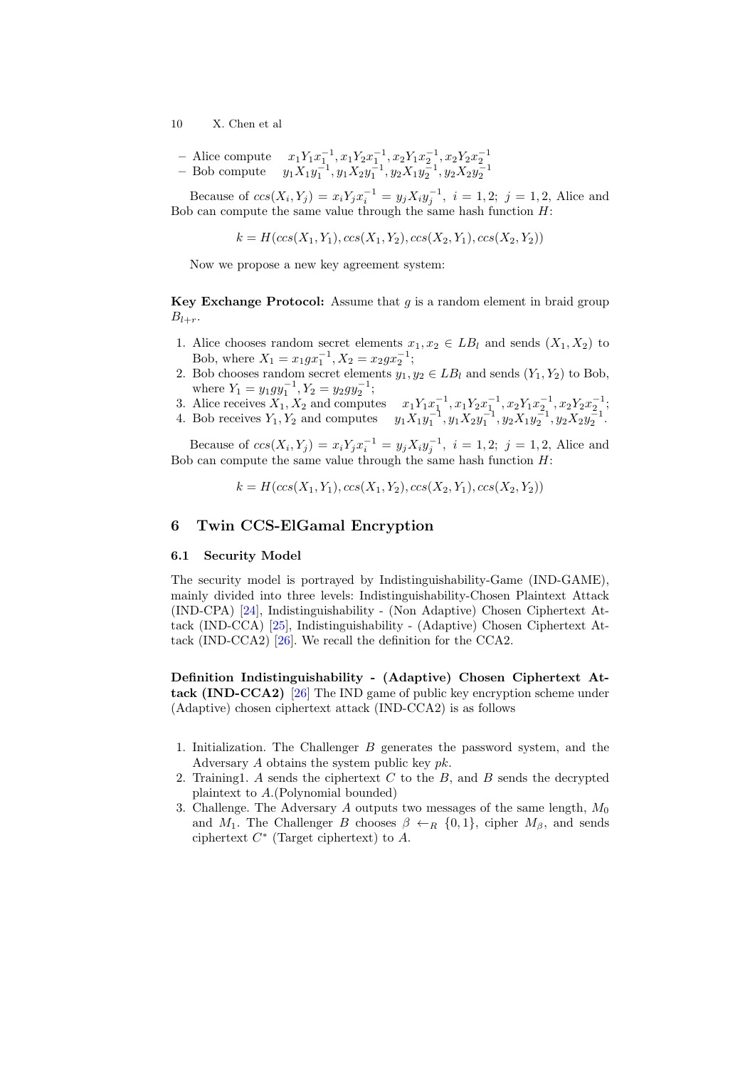- Alice compute $x_1Y_1x_1^{-1}, x_1Y_2x_1^{-1}, x_2Y_1x_2^{-1}, x_2Y_2x_2^{-1}$
- Bob compute $y_1X_1y_1^{-1}, y_1X_2y_1^{-1}, y_2X_1y_2^{-1}, y_2X_2y_2^{-1}$

Because of $ccs(X_i, Y_j) = x_iY_jx_i^{-1} = y_jX_iy_j^{-1},\ i = 1, 2;\ j = 1, 2$, Alice and Bob can compute the same value through the same hash function $H$:

$$k = H(ccs(X_1, Y_1), ccs(X_1, Y_2), ccs(X_2, Y_1), ccs(X_2, Y_2))$$

Now we propose a new key agreement system:

**Key Exchange Protocol:** Assume that $g$ is a random element in braid group $B_{l+r}$.

1. Alice chooses random secret elements $x_1, x_2 \in LB_l$ and sends $(X_1, X_2)$ to Bob, where $X_1 = x_1gx_1^{-1}, X_2 = x_2gx_2^{-1}$;
2. Bob chooses random secret elements $y_1, y_2 \in LB_l$ and sends $(Y_1, Y_2)$ to Bob, where $Y_1 = y_1gy_1^{-1}, Y_2 = y_2gy_2^{-1}$;
3. Alice receives $X_1, X_2$ and computes $x_1Y_1x_1^{-1}, x_1Y_2x_1^{-1}, x_2Y_1x_2^{-1}, x_2Y_2x_2^{-1}$;
4. Bob receives $Y_1, Y_2$ and computes $y_1X_1y_1^{-1}, y_1X_2y_1^{-1}, y_2X_1y_2^{-1}, y_2X_2y_2^{-1}$.

Because of $ccs(X_i, Y_j) = x_iY_jx_i^{-1} = y_jX_iy_j^{-1},\ i = 1, 2;\ j = 1, 2$, Alice and Bob can compute the same value through the same hash function $H$:

$$k = H(ccs(X_1, Y_1), ccs(X_1, Y_2), ccs(X_2, Y_1), ccs(X_2, Y_2))$$

## 6 Twin CCS-ElGamal Encryption

### 6.1 Security Model

The security model is portrayed by Indistinguishability-Game (IND-GAME), mainly divided into three levels: Indistinguishability-Chosen Plaintext Attack (IND-CPA) [24], Indistinguishability - (Non Adaptive) Chosen Ciphertext Attack (IND-CCA) [25], Indistinguishability - (Adaptive) Chosen Ciphertext Attack (IND-CCA2) [26]. We recall the definition for the CCA2.

**Definition Indistinguishability - (Adaptive) Chosen Ciphertext Attack (IND-CCA2)** [26] The IND game of public key encryption scheme under (Adaptive) chosen ciphertext attack (IND-CCA2) is as follows

1. Initialization. The Challenger $B$ generates the password system, and the Adversary $A$ obtains the system public key $pk$.
2. Training1. $A$ sends the ciphertext $C$ to the $B$, and $B$ sends the decrypted plaintext to $A$.(Polynomial bounded)
3. Challenge. The Adversary $A$ outputs two messages of the same length, $M_0$ and $M_1$. The Challenger $B$ chooses $\beta \leftarrow_R \{0, 1\}$, cipher $M_\beta$, and sends ciphertext $C^*$ (Target ciphertext) to $A$.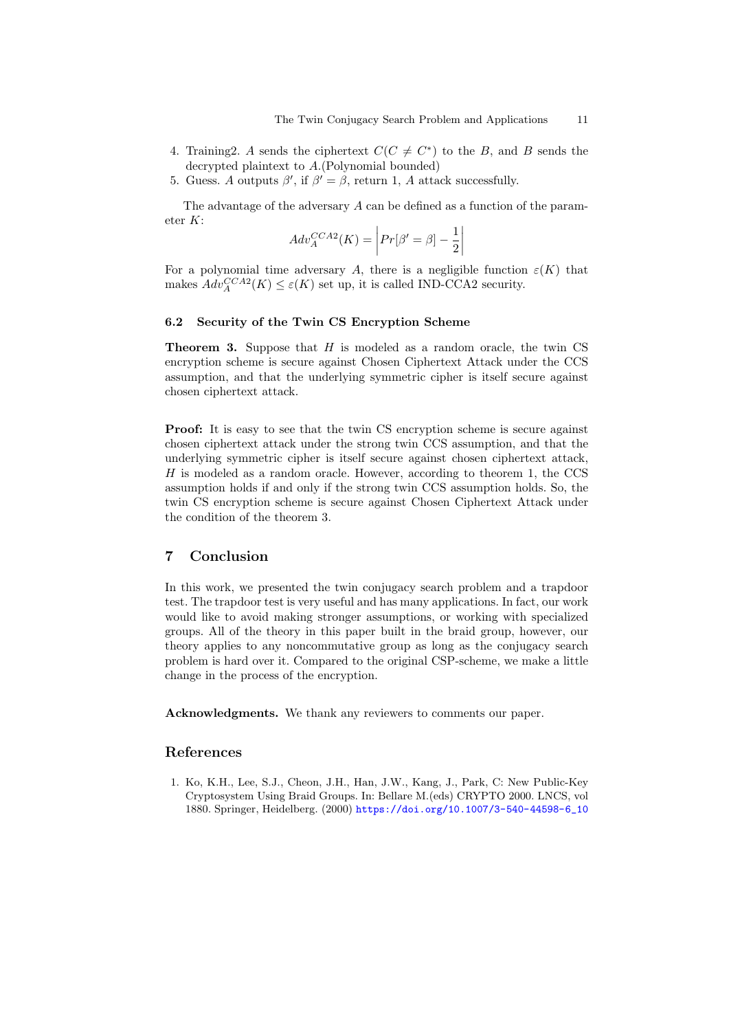4. Training2. $A$ sends the ciphertext $C(C \neq C^*)$ to the $B$, and $B$ sends the decrypted plaintext to $A$.(Polynomial bounded)
5. Guess. $A$ outputs $\beta'$, if $\beta' = \beta$, return 1, $A$ attack successfully.

The advantage of the adversary $A$ can be defined as a function of the parameter $K$:

$$Adv_A^{CCA2}(K) = \left| Pr[\beta' = \beta] - \frac{1}{2} \right|$$

For a polynomial time adversary $A$, there is a negligible function $\varepsilon(K)$ that makes $Adv_A^{CCA2}(K) \leq \varepsilon(K)$ set up, it is called IND-CCA2 security.

### 6.2 Security of the Twin CS Encryption Scheme

**Theorem 3.** Suppose that $H$ is modeled as a random oracle, the twin CS encryption scheme is secure against Chosen Ciphertext Attack under the CCS assumption, and that the underlying symmetric cipher is itself secure against chosen ciphertext attack.

**Proof:** It is easy to see that the twin CS encryption scheme is secure against chosen ciphertext attack under the strong twin CCS assumption, and that the underlying symmetric cipher is itself secure against chosen ciphertext attack, $H$ is modeled as a random oracle. However, according to theorem 1, the CCS assumption holds if and only if the strong twin CCS assumption holds. So, the twin CS encryption scheme is secure against Chosen Ciphertext Attack under the condition of the theorem 3.

## 7 Conclusion

In this work, we presented the twin conjugacy search problem and a trapdoor test. The trapdoor test is very useful and has many applications. In fact, our work would like to avoid making stronger assumptions, or working with specialized groups. All of the theory in this paper built in the braid group, however, our theory applies to any noncommutative group as long as the conjugacy search problem is hard over it. Compared to the original CSP-scheme, we make a little change in the process of the encryption.

**Acknowledgments.** We thank any reviewers to comments our paper.

## References

1. Ko, K.H., Lee, S.J., Cheon, J.H., Han, J.W., Kang, J., Park, C: New Public-Key Cryptosystem Using Braid Groups. In: Bellare M.(eds) CRYPTO 2000. LNCS, vol 1880. Springer, Heidelberg. (2000) https://doi.org/10.1007/3-540-44598-6_10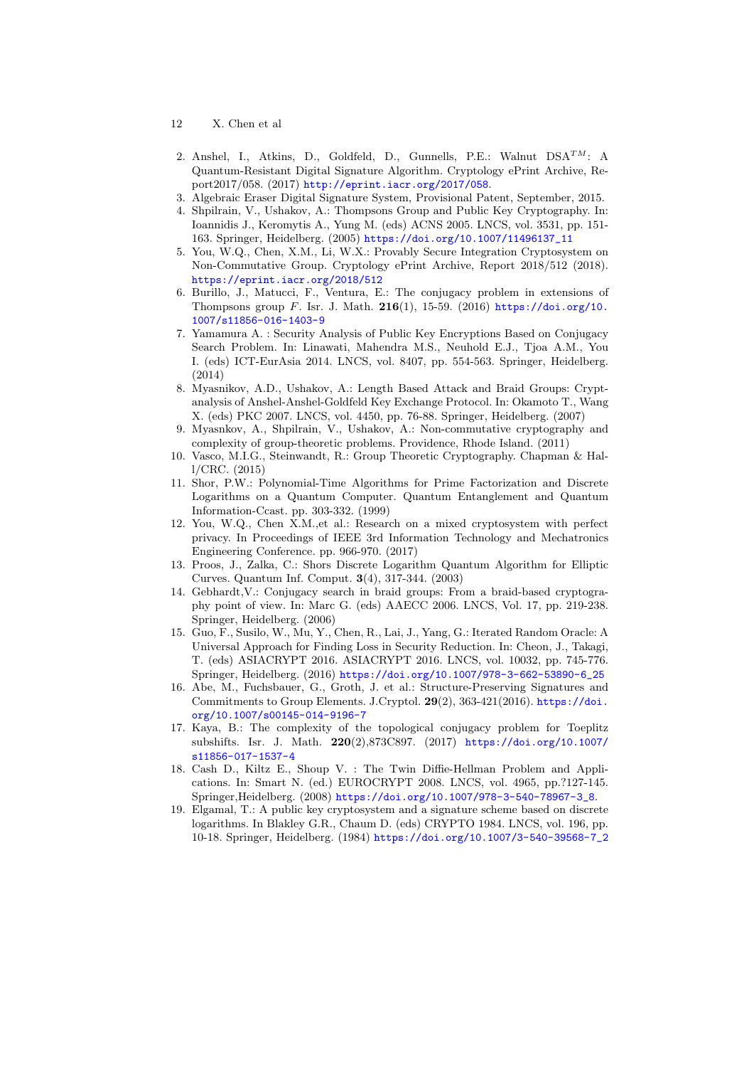2. Anshel, I., Atkins, D., Goldfeld, D., Gunnells, P.E.: Walnut DSA$^{TM}$: A Quantum-Resistant Digital Signature Algorithm. Cryptology ePrint Archive, Report2017/058. (2017) http://eprint.iacr.org/2017/058.
3. Algebraic Eraser Digital Signature System, Provisional Patent, September, 2015.
4. Shpilrain, V., Ushakov, A.: Thompsons Group and Public Key Cryptography. In: Ioannidis J., Keromytis A., Yung M. (eds) ACNS 2005. LNCS, vol. 3531, pp. 151-163. Springer, Heidelberg. (2005) https://doi.org/10.1007/11496137_11
5. You, W.Q., Chen, X.M., Li, W.X.: Provably Secure Integration Cryptosystem on Non-Commutative Group. Cryptology ePrint Archive, Report 2018/512 (2018). https://eprint.iacr.org/2018/512
6. Burillo, J., Matucci, F., Ventura, E.: The conjugacy problem in extensions of Thompsons group $F$. Isr. J. Math. **216**(1), 15-59. (2016) https://doi.org/10.1007/s11856-016-1403-9
7. Yamamura A. : Security Analysis of Public Key Encryptions Based on Conjugacy Search Problem. In: Linawati, Mahendra M.S., Neuhold E.J., Tjoa A.M., You I. (eds) ICT-EurAsia 2014. LNCS, vol. 8407, pp. 554-563. Springer, Heidelberg. (2014)
8. Myasnikov, A.D., Ushakov, A.: Length Based Attack and Braid Groups: Cryptanalysis of Anshel-Anshel-Goldfeld Key Exchange Protocol. In: Okamoto T., Wang X. (eds) PKC 2007. LNCS, vol. 4450, pp. 76-88. Springer, Heidelberg. (2007)
9. Myasnkov, A., Shpilrain, V., Ushakov, A.: Non-commutative cryptography and complexity of group-theoretic problems. Providence, Rhode Island. (2011)
10. Vasco, M.I.G., Steinwandt, R.: Group Theoretic Cryptography. Chapman & Hall/CRC. (2015)
11. Shor, P.W.: Polynomial-Time Algorithms for Prime Factorization and Discrete Logarithms on a Quantum Computer. Quantum Entanglement and Quantum Information-Ccast. pp. 303-332. (1999)
12. You, W.Q., Chen X.M.,et al.: Research on a mixed cryptosystem with perfect privacy. In Proceedings of IEEE 3rd Information Technology and Mechatronics Engineering Conference. pp. 966-970. (2017)
13. Proos, J., Zalka, C.: Shors Discrete Logarithm Quantum Algorithm for Elliptic Curves. Quantum Inf. Comput. **3**(4), 317-344. (2003)
14. Gebhardt,V.: Conjugacy search in braid groups: From a braid-based cryptography point of view. In: Marc G. (eds) AAECC 2006. LNCS, Vol. 17, pp. 219-238. Springer, Heidelberg. (2006)
15. Guo, F., Susilo, W., Mu, Y., Chen, R., Lai, J., Yang, G.: Iterated Random Oracle: A Universal Approach for Finding Loss in Security Reduction. In: Cheon, J., Takagi, T. (eds) ASIACRYPT 2016. ASIACRYPT 2016. LNCS, vol. 10032, pp. 745-776. Springer, Heidelberg. (2016) https://doi.org/10.1007/978-3-662-53890-6_25
16. Abe, M., Fuchsbauer, G., Groth, J. et al.: Structure-Preserving Signatures and Commitments to Group Elements. J.Cryptol. **29**(2), 363-421(2016). https://doi.org/10.1007/s00145-014-9196-7
17. Kaya, B.: The complexity of the topological conjugacy problem for Toeplitz subshifts. Isr. J. Math. **220**(2),873C897. (2017) https://doi.org/10.1007/s11856-017-1537-4
18. Cash D., Kiltz E., Shoup V. : The Twin Diffie-Hellman Problem and Applications. In: Smart N. (ed.) EUROCRYPT 2008. LNCS, vol. 4965, pp.?127-145. Springer,Heidelberg. (2008) https://doi.org/10.1007/978-3-540-78967-3_8.
19. Elgamal, T.: A public key cryptosystem and a signature scheme based on discrete logarithms. In Blakley G.R., Chaum D. (eds) CRYPTO 1984. LNCS, vol. 196, pp. 10-18. Springer, Heidelberg. (1984) https://doi.org/10.1007/3-540-39568-7_2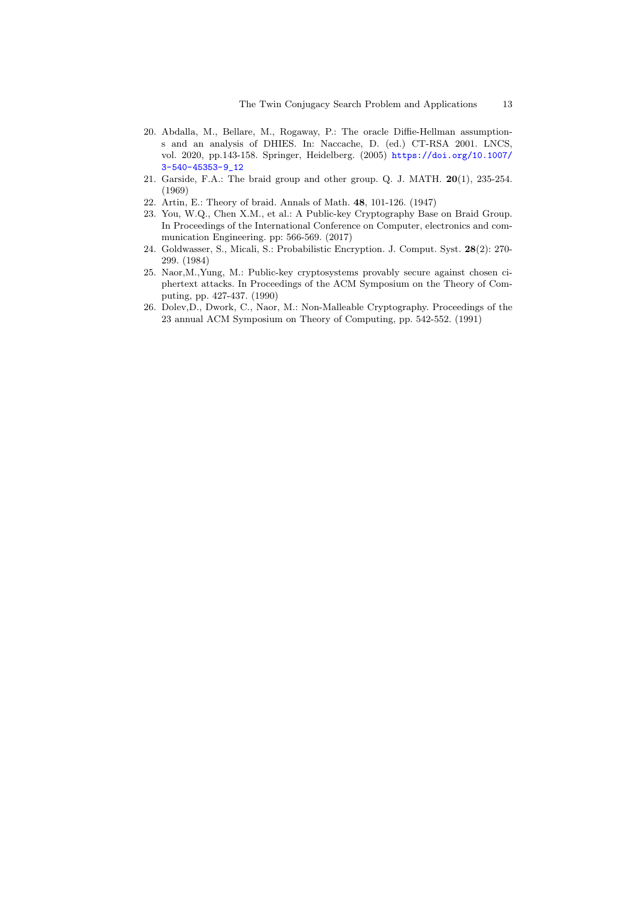20. Abdalla, M., Bellare, M., Rogaway, P.: The oracle Diffie-Hellman assumptions and an analysis of DHIES. In: Naccache, D. (ed.) CT-RSA 2001. LNCS, vol. 2020, pp.143-158. Springer, Heidelberg. (2005) https://doi.org/10.1007/3-540-45353-9_12
21. Garside, F.A.: The braid group and other group. Q. J. MATH. **20**(1), 235-254. (1969)
22. Artin, E.: Theory of braid. Annals of Math. **48**, 101-126. (1947)
23. You, W.Q., Chen X.M., et al.: A Public-key Cryptography Base on Braid Group. In Proceedings of the International Conference on Computer, electronics and communication Engineering. pp: 566-569. (2017)
24. Goldwasser, S., Micali, S.: Probabilistic Encryption. J. Comput. Syst. **28**(2): 270-299. (1984)
25. Naor,M.,Yung, M.: Public-key cryptosystems provably secure against chosen ciphertext attacks. In Proceedings of the ACM Symposium on the Theory of Computing, pp. 427-437. (1990)
26. Dolev,D., Dwork, C., Naor, M.: Non-Malleable Cryptography. Proceedings of the 23 annual ACM Symposium on Theory of Computing, pp. 542-552. (1991)